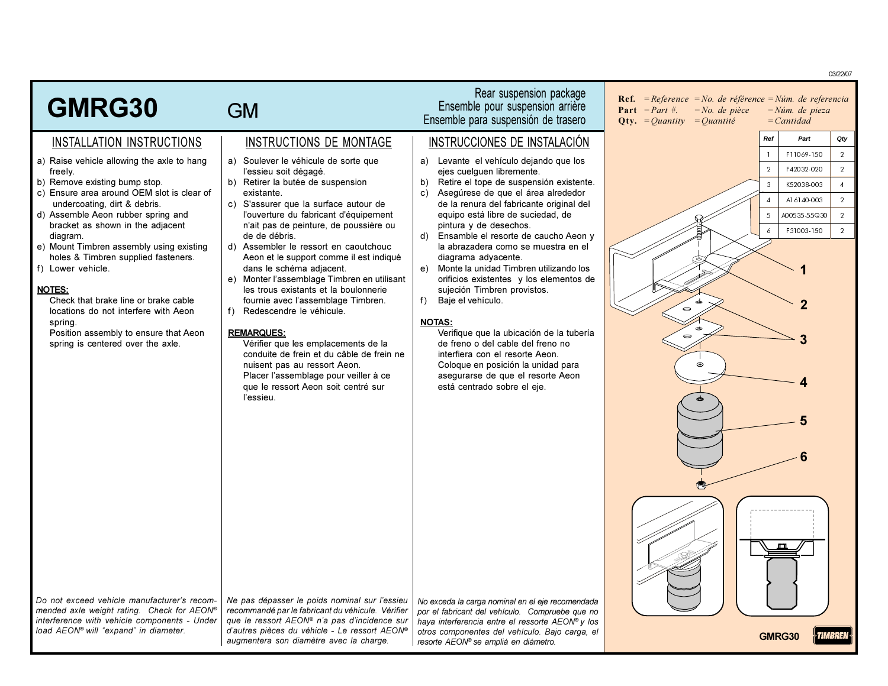03/22/07

# GMRG30

GM

Rear suspension package
Ensemble pour suspension arrière
Ensemble para suspensión de trasero

## INSTALLATION INSTRUCTIONS

a) Raise vehicle allowing the axle to hang freely.
b) Remove existing bump stop.
c) Ensure area around OEM slot is clear of undercoating, dirt & debris.
d) Assemble Aeon rubber spring and bracket as shown in the adjacent diagram.
e) Mount Timbren assembly using existing holes & Timbren supplied fasteners.
f) Lower vehicle.

**NOTES:**

Check that brake line or brake cable locations do not interfere with Aeon spring.
Position assembly to ensure that Aeon spring is centered over the axle.

*Do not exceed vehicle manufacturer's recommended axle weight rating. Check for AEON® interference with vehicle components - Under load AEON® will "expand" in diameter.*

## INSTRUCTIONS DE MONTAGE

a) Soulever le véhicule de sorte que l'essieu soit dégagé.
b) Retirer la butée de suspension existante.
c) S'assurer que la surface autour de l'ouverture du fabricant d'équipement n'ait pas de peinture, de poussière ou de de débris.
d) Assembler le ressort en caoutchouc Aeon et le support comme il est indiqué dans le schéma adjacent.
e) Monter l'assemblage Timbren en utilisant les trous existants et la boulonnerie fournie avec l'assemblage Timbren.
f) Redescendre le véhicule.

**REMARQUES:**

Vérifier que les emplacements de la conduite de frein et du câble de frein ne nuisent pas au ressort Aeon.
Placer l'assemblage pour veiller à ce que le ressort Aeon soit centré sur l'essieu.

*Ne pas dépasser le poids nominal sur l'essieu recommandé par le fabricant du véhicule. Vérifier que le ressort AEON® n'a pas d'incidence sur d'autres pièces du véhicule - Le ressort AEON® augmentera son diamètre avec la charge.*

## INSTRUCCIONES DE INSTALACIÓN

a) Levante el vehículo dejando que los ejes cuelguen libremente.
b) Retire el tope de suspensión existente.
c) Asegúrese de que el área alrededor de la renura del fabricante original del equipo está libre de suciedad, de pintura y de desechos.
d) Ensamble el resorte de caucho Aeon y la abrazadera como se muestra en el diagrama adyacente.
e) Monte la unidad Timbren utilizando los orificios existentes y los elementos de sujeción Timbren provistos.
f) Baje el vehículo.

**NOTAS:**

Verifique que la ubicación de la tubería de freno o del cable del freno no interfiera con el resorte Aeon.
Coloque en posición la unidad para asegurarse de que el resorte Aeon está centrado sobre el eje.

*No exceda la carga nominal en el eje recomendada por el fabricante del vehículo. Compruebe que no haya interferencia entre el resorte AEON® y los otros componentes del vehículo. Bajo carga, el resorte AEON® se amplió en diámetro.*

---

**Ref.** = *Reference* = *No. de référence* = *Núm. de referencia*
**Part** = *Part #.* = *No. de pièce* = *Núm. de pieza*
**Qty.** = *Quantity* = *Quantité* = *Cantidad*

| Ref | Part | Qty |
|---|---|---|
| 1 | F11069-150 | 2 |
| 2 | F42032-020 | 2 |
| 3 | K52038-003 | 4 |
| 4 | A16140-003 | 2 |
| 5 | A00535-55Q30 | 2 |
| 6 | F31003-150 | 2 |

GMRG30

TIMBREN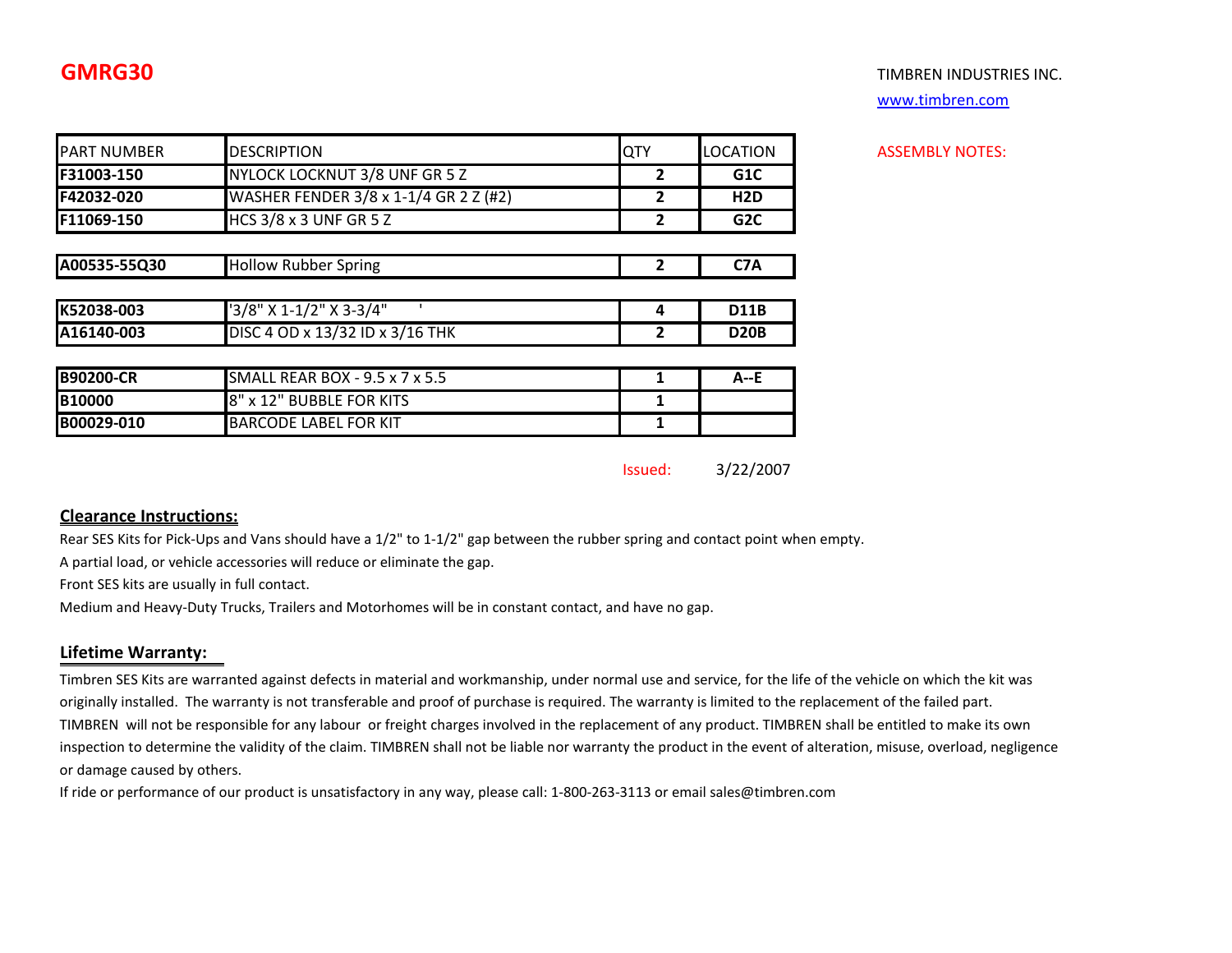# GMRG30

TIMBREN INDUSTRIES INC.
www.timbren.com

ASSEMBLY NOTES:

| PART NUMBER | DESCRIPTION | QTY | LOCATION |
|---|---|---|---|
| **F31003-150** | NYLOCK LOCKNUT 3/8 UNF GR 5 Z | **2** | **G1C** |
| **F42032-020** | WASHER FENDER 3/8 x 1-1/4 GR 2 Z (#2) | **2** | **H2D** |
| **F11069-150** | HCS 3/8 x 3 UNF GR 5 Z | **2** | **G2C** |
| **A00535-55Q30** | Hollow Rubber Spring | **2** | **C7A** |
| **K52038-003** | '3/8" X 1-1/2" X 3-3/4" ' | **4** | **D11B** |
| **A16140-003** | DISC 4 OD x 13/32 ID x 3/16 THK | **2** | **D20B** |
| **B90200-CR** | SMALL REAR BOX - 9.5 x 7 x 5.5 | **1** | **A--E** |
| **B10000** | 8" x 12" BUBBLE FOR KITS | **1** | |
| **B00029-010** | BARCODE LABEL FOR KIT | **1** | |

Issued: 3/22/2007

## Clearance Instructions:

Rear SES Kits for Pick-Ups and Vans should have a 1/2" to 1-1/2" gap between the rubber spring and contact point when empty.

A partial load, or vehicle accessories will reduce or eliminate the gap.

Front SES kits are usually in full contact.

Medium and Heavy-Duty Trucks, Trailers and Motorhomes will be in constant contact, and have no gap.

## Lifetime Warranty:

Timbren SES Kits are warranted against defects in material and workmanship, under normal use and service, for the life of the vehicle on which the kit was originally installed. The warranty is not transferable and proof of purchase is required. The warranty is limited to the replacement of the failed part. TIMBREN will not be responsible for any labour or freight charges involved in the replacement of any product. TIMBREN shall be entitled to make its own inspection to determine the validity of the claim. TIMBREN shall not be liable nor warranty the product in the event of alteration, misuse, overload, negligence or damage caused by others.

If ride or performance of our product is unsatisfactory in any way, please call: 1-800-263-3113 or email sales@timbren.com